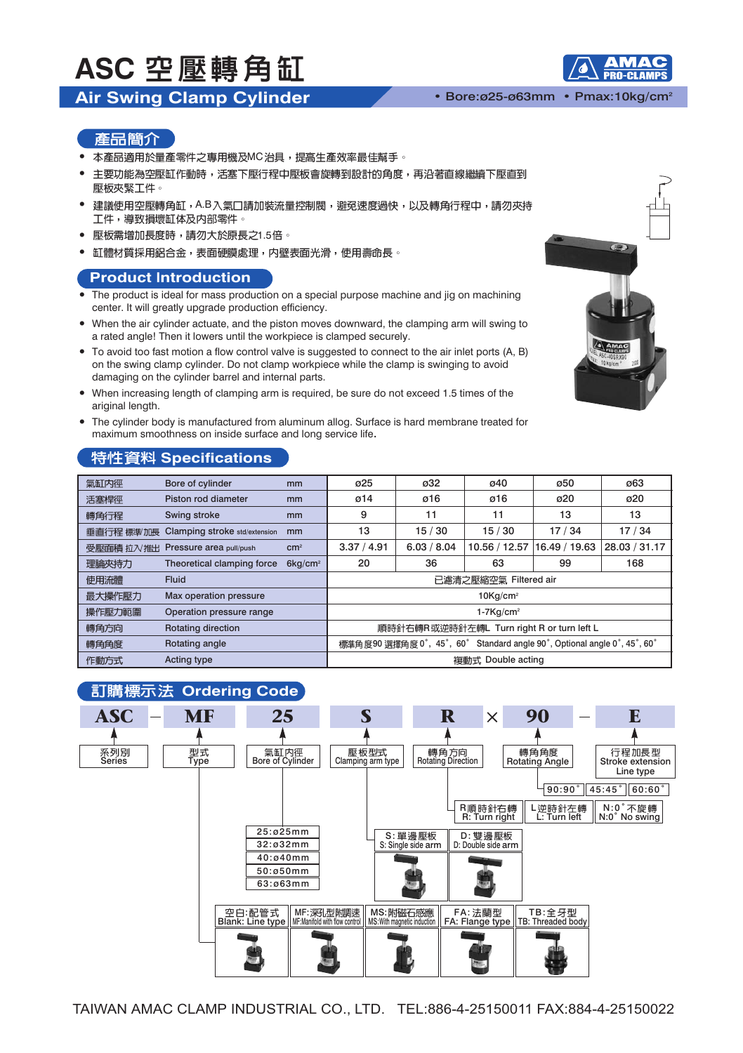# ASC 空壓轉角缸

## Air Swing Clamp Cylinder

• Bore:ø25-ø63mm • Pmax:10kg/cm²

AMAC PRO-CLAMPS

## 產品簡介

- 本產品適用於量產零件之專用機及MC治具，提高生產效率最佳幫手。
- 主要功能為空壓缸作動時，活塞下壓行程中壓板會旋轉到設計的角度，再沿著直線繼續下壓直到壓板夾緊工件。
- 建議使用空壓轉角缸，A.B入氣口請加裝流量控制閥，避免速度過快，以及轉角行程中，請勿夾持工件，導致損壞缸体及內部零件。
- 壓板需增加長度時，請勿大於原長之1.5倍。
- 缸體材質採用鋁合金，表面硬膜處理，內壁表面光滑，使用壽命長。

## Product Introduction

- The product is ideal for mass production on a special purpose machine and jig on machining center. It will greatly upgrade production efficiency.
- When the air cylinder actuate, and the piston moves downward, the clamping arm will swing to a rated angle! Then it lowers until the workpiece is clamped securely.
- To avoid too fast motion a flow control valve is suggested to connect to the air inlet ports (A, B) on the swing clamp cylinder. Do not clamp workpiece while the clamp is swinging to avoid damaging on the cylinder barrel and internal parts.
- When increasing length of clamping arm is required, be sure do not exceed 1.5 times of the ariginal length.
- The cylinder body is manufactured from aluminum allog. Surface is hard membrane treated for maximum smoothness on inside surface and long service life.

## 特性資料 Specifications

| | | | ø25 | ø32 | ø40 | ø50 | ø63 |
|---|---|---|---|---|---|---|---|
| 氣缸內徑 | Bore of cylinder | mm | ø25 | ø32 | ø40 | ø50 | ø63 |
| 活塞桿徑 | Piston rod diameter | mm | ø14 | ø16 | ø16 | ø20 | ø20 |
| 轉角行程 | Swing stroke | mm | 9 | 11 | 11 | 13 | 13 |
| 垂直行程 標準/加長 | Clamping stroke std/extension | mm | 13 | 15 / 30 | 15 / 30 | 17 / 34 | 17 / 34 |
| 受壓面積 拉入/推出 | Pressure area pull/push | cm² | 3.37 / 4.91 | 6.03 / 8.04 | 10.56 / 12.57 | 16.49 / 19.63 | 28.03 / 31.17 |
| 理論夾持力 | Theoretical clamping force | 6kg/cm² | 20 | 36 | 63 | 99 | 168 |
| 使用流體 | Fluid | | 已濾清之壓縮空氣 Filtered air | | | | |
| 最大操作壓力 | Max operation pressure | | 10Kg/cm² | | | | |
| 操作壓力範圍 | Operation pressure range | | 1-7Kg/cm² | | | | |
| 轉角方向 | Rotating direction | | 順時針右轉R或逆時針左轉L Turn right R or turn left L | | | | |
| 轉角角度 | Rotating angle | | 標準角度90 選擇角度 0˚, 45˚, 60˚ Standard angle 90˚, Optional angle 0˚, 45˚, 60˚ | | | | |
| 作動方式 | Acting type | | 複動式 Double acting | | | | |

## 訂購標示法 Ordering Code

**ASC — MF 25 S R × 90 — E**

- **ASC**: 系列別 Series
- **MF**: 型式 Type
  - 空白:配管式 Blank: Line type
  - MF:深孔型附調速 MF:Manifold with flow control
  - MS:附磁石感應 MS:With magnetic induction
  - FA: 法蘭型 FA: Flange type
  - TB:全牙型 TB: Threaded body
- **25**: 氣缸內徑 Bore of Cylinder
  - 25:ø25mm
  - 32:ø32mm
  - 40:ø40mm
  - 50:ø50mm
  - 63:ø63mm
- **S**: 壓板型式 Clamping arm type
  - S: 單邊壓板 S: Single side arm
  - D: 雙邊壓板 D: Double side arm
- **R**: 轉角方向 Rotating Direction
  - R順時針右轉 R: Turn right
  - L逆時針左轉 L: Turn left
  - N:0˚不旋轉 N:0˚ No swing
- **90**: 轉角角度 Rotating Angle
  - 90:90˚
  - 45:45˚
  - 60:60˚
- **E**: 行程加長型 Stroke extension Line type

TAIWAN AMAC CLAMP INDUSTRIAL CO., LTD. TEL:886-4-25150011 FAX:884-4-25150022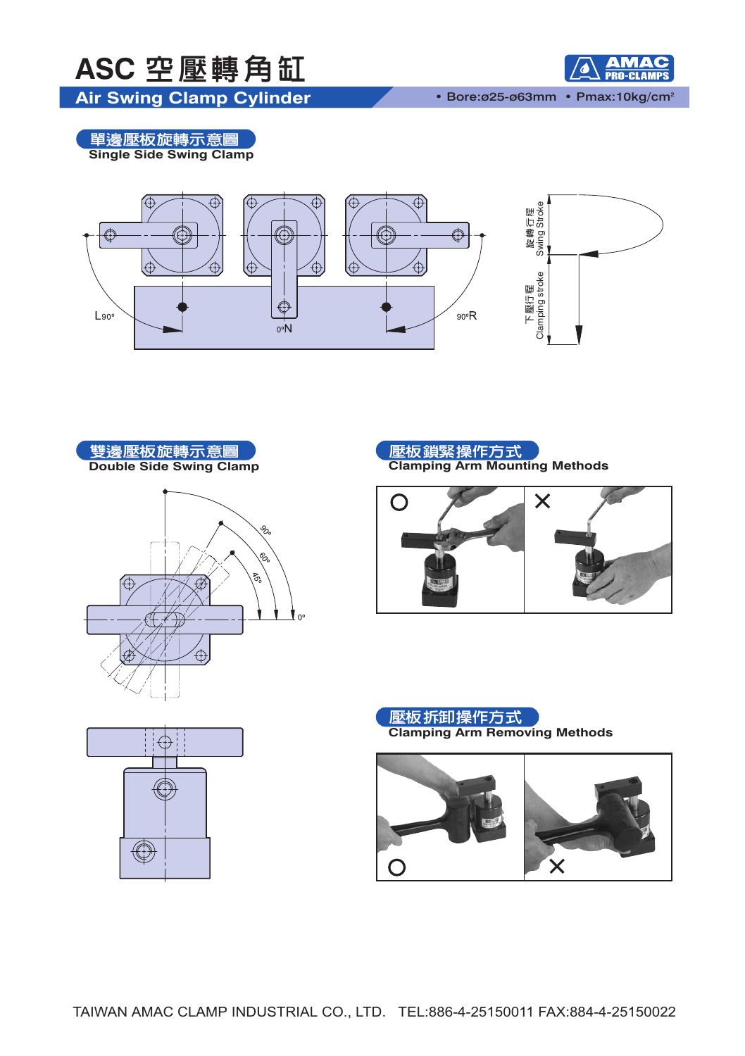# ASC 空壓轉角缸

## Air Swing Clamp Cylinder

• Bore:ø25-ø63mm • Pmax:10kg/cm²

### 單邊壓板旋轉示意圖
**Single Side Swing Clamp**

L90° 0°N 90°R

旋轉行程 Swing Stroke

下壓行程 Clamping stroke

### 雙邊壓板旋轉示意圖
**Double Side Swing Clamp**

90° 60° 45° 0°

### 壓板鎖緊操作方式
**Clamping Arm Mounting Methods**

○ ✕

### 壓板拆卸操作方式
**Clamping Arm Removing Methods**

○ ✕

TAIWAN AMAC CLAMP INDUSTRIAL CO., LTD. TEL:886-4-25150011 FAX:884-4-25150022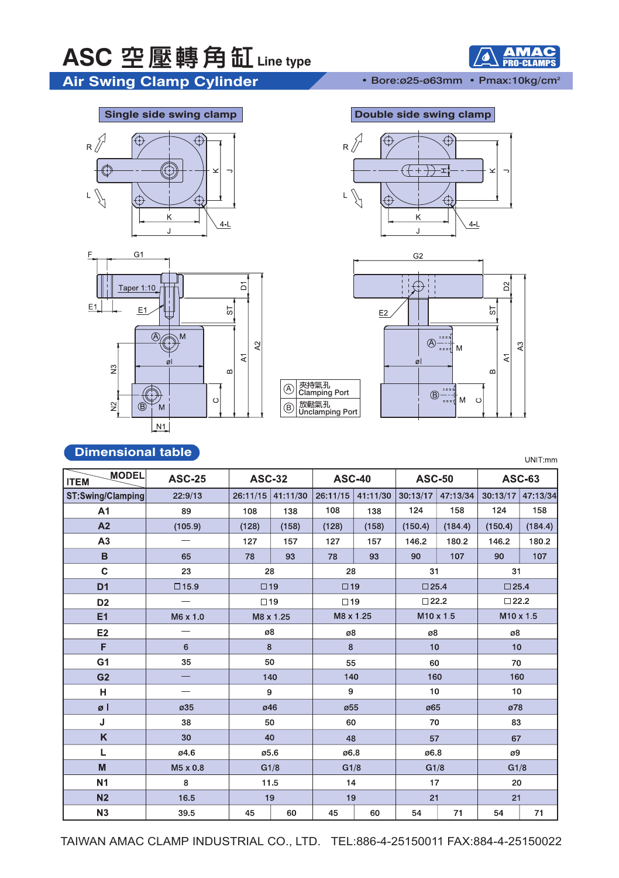# ASC 空壓轉角缸 Line type

## Air Swing Clamp Cylinder

• Bore:ø25-ø63mm • Pmax:10kg/cm²

AMAC PRO-CLAMPS

**Single side swing clamp** | **Double side swing clamp**

Ⓐ 夾持氣孔 Clamping Port
Ⓑ 放鬆氣孔 Unclamping Port

## Dimensional table

UNIT:mm

| ITEM \ MODEL | ASC-25 | ASC-32 | | ASC-40 | | ASC-50 | | ASC-63 | |
|---|---|---|---|---|---|---|---|---|---|
| ST:Swing/Clamping | 22:9/13 | 26:11/15 | 41:11/30 | 26:11/15 | 41:11/30 | 30:13/17 | 47:13/34 | 30:13/17 | 47:13/34 |
| A1 | 89 | 108 | 138 | 108 | 138 | 124 | 158 | 124 | 158 |
| A2 | (105.9) | (128) | (158) | (128) | (158) | (150.4) | (184.4) | (150.4) | (184.4) |
| A3 | — | 127 | 157 | 127 | 157 | 146.2 | 180.2 | 146.2 | 180.2 |
| B | 65 | 78 | 93 | 78 | 93 | 90 | 107 | 90 | 107 |
| C | 23 | 28 | | 28 | | 31 | | 31 | |
| D1 | □15.9 | □19 | | □19 | | □25.4 | | □25.4 | |
| D2 | — | □19 | | □19 | | □22.2 | | □22.2 | |
| E1 | M6 x 1.0 | M8 x 1.25 | | M8 x 1.25 | | M10 x 1.5 | | M10 x 1.5 | |
| E2 | — | ø8 | | ø8 | | ø8 | | ø8 | |
| F | 6 | 8 | | 8 | | 10 | | 10 | |
| G1 | 35 | 50 | | 55 | | 60 | | 70 | |
| G2 | — | 140 | | 140 | | 160 | | 160 | |
| H | — | 9 | | 9 | | 10 | | 10 | |
| ø I | ø35 | ø46 | | ø55 | | ø65 | | ø78 | |
| J | 38 | 50 | | 60 | | 70 | | 83 | |
| K | 30 | 40 | | 48 | | 57 | | 67 | |
| L | ø4.6 | ø5.6 | | ø6.8 | | ø6.8 | | ø9 | |
| M | M5 x 0.8 | G1/8 | | G1/8 | | G1/8 | | G1/8 | |
| N1 | 8 | 11.5 | | 14 | | 17 | | 20 | |
| N2 | 16.5 | 19 | | 19 | | 21 | | 21 | |
| N3 | 39.5 | 45 | 60 | 45 | 60 | 54 | 71 | 54 | 71 |

TAIWAN AMAC CLAMP INDUSTRIAL CO., LTD. TEL:886-4-25150011 FAX:884-4-25150022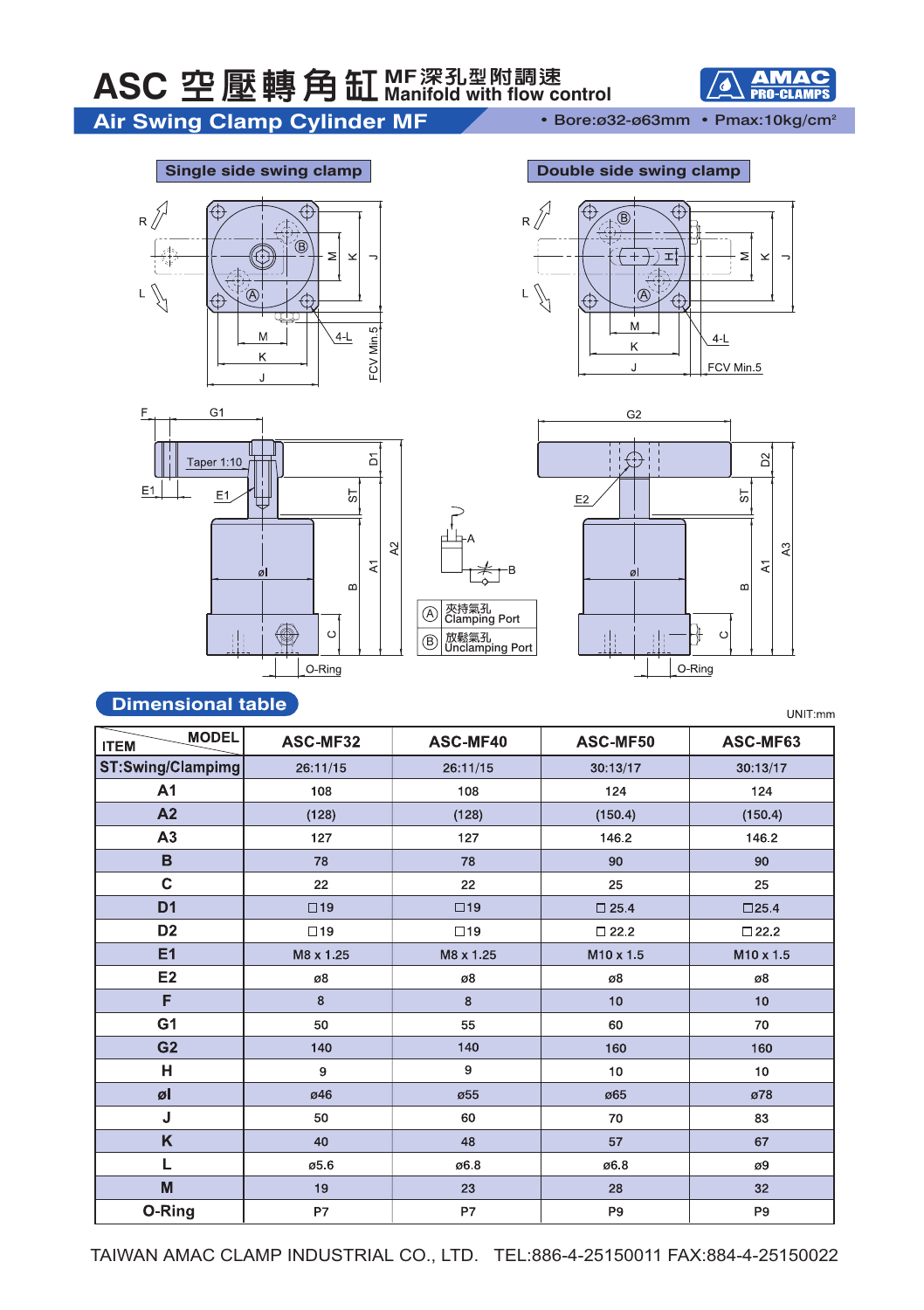# ASC 空壓轉角缸 MF深孔型附調速 Manifold with flow control

## Air Swing Clamp Cylinder MF

• Bore:ø32-ø63mm • Pmax:10kg/cm²

### Single side swing clamp

### Double side swing clamp

Ⓐ 夾持氣孔 Clamping Port

Ⓑ 放鬆氣孔 Unclamping Port

## Dimensional table

UNIT:mm

| ITEM \ MODEL | ASC-MF32 | ASC-MF40 | ASC-MF50 | ASC-MF63 |
|---|---|---|---|---|
| ST:Swing/Clampimg | 26:11/15 | 26:11/15 | 30:13/17 | 30:13/17 |
| A1 | 108 | 108 | 124 | 124 |
| A2 | (128) | (128) | (150.4) | (150.4) |
| A3 | 127 | 127 | 146.2 | 146.2 |
| B | 78 | 78 | 90 | 90 |
| C | 22 | 22 | 25 | 25 |
| D1 | □19 | □19 | □ 25.4 | □25.4 |
| D2 | □19 | □19 | □ 22.2 | □22.2 |
| E1 | M8 x 1.25 | M8 x 1.25 | M10 x 1.5 | M10 x 1.5 |
| E2 | ø8 | ø8 | ø8 | ø8 |
| F | 8 | 8 | 10 | 10 |
| G1 | 50 | 55 | 60 | 70 |
| G2 | 140 | 140 | 160 | 160 |
| H | 9 | 9 | 10 | 10 |
| øI | ø46 | ø55 | ø65 | ø78 |
| J | 50 | 60 | 70 | 83 |
| K | 40 | 48 | 57 | 67 |
| L | ø5.6 | ø6.8 | ø6.8 | ø9 |
| M | 19 | 23 | 28 | 32 |
| O-Ring | P7 | P7 | P9 | P9 |

TAIWAN AMAC CLAMP INDUSTRIAL CO., LTD. TEL:886-4-25150011 FAX:884-4-25150022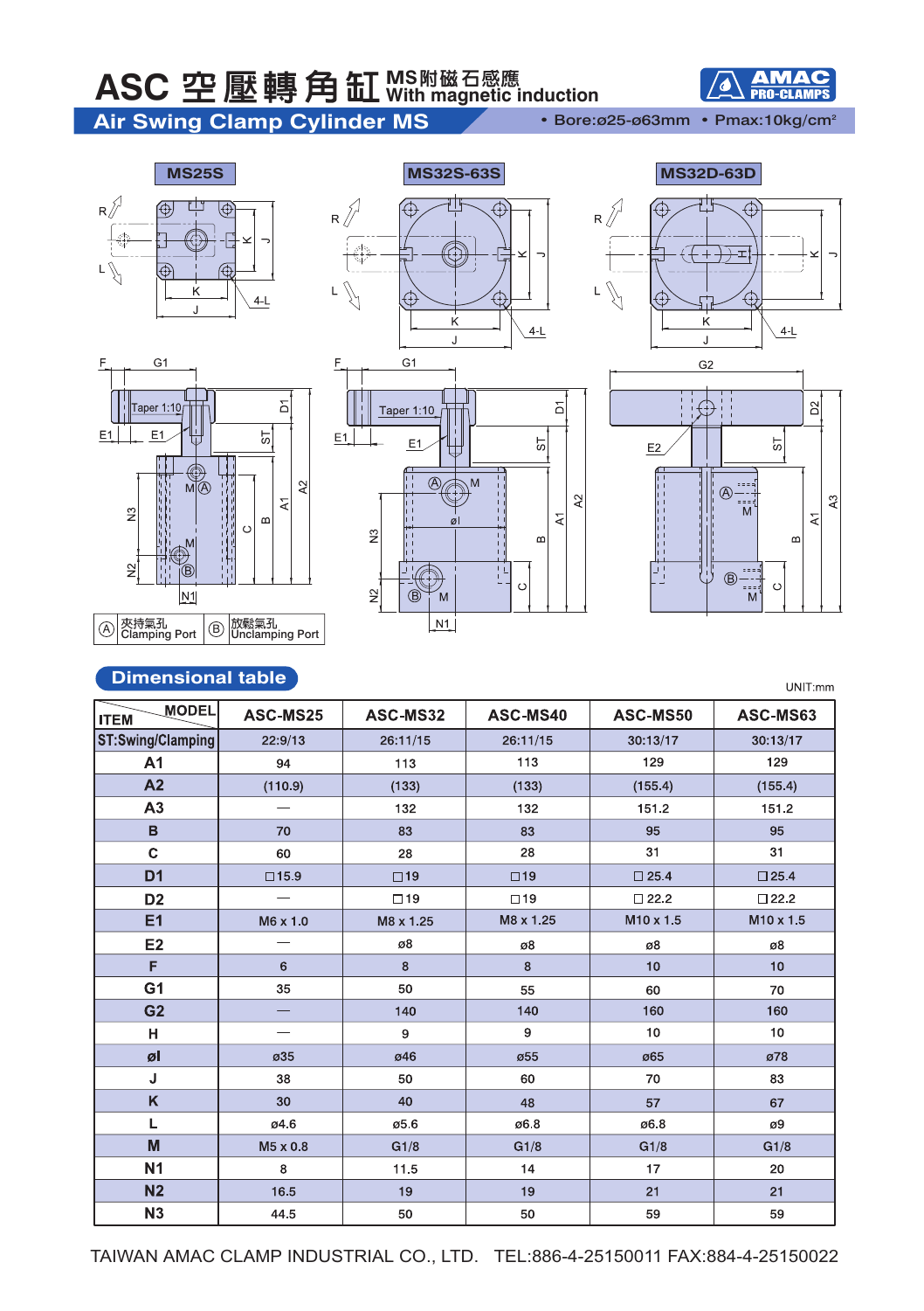# ASC 空壓轉角缸 MS附磁石感應 With magnetic induction

## Air Swing Clamp Cylinder MS

• Bore:ø25-ø63mm • Pmax:10kg/cm²

MS25S MS32S-63S MS32D-63D

Ⓐ 夾持氣孔 Clamping Port Ⓑ 放鬆氣孔 Unclamping Port

## Dimensional table

UNIT:mm

| ITEM \ MODEL | ASC-MS25 | ASC-MS32 | ASC-MS40 | ASC-MS50 | ASC-MS63 |
|---|---|---|---|---|---|
| ST:Swing/Clamping | 22:9/13 | 26:11/15 | 26:11/15 | 30:13/17 | 30:13/17 |
| A1 | 94 | 113 | 113 | 129 | 129 |
| A2 | (110.9) | (133) | (133) | (155.4) | (155.4) |
| A3 | — | 132 | 132 | 151.2 | 151.2 |
| B | 70 | 83 | 83 | 95 | 95 |
| C | 60 | 28 | 28 | 31 | 31 |
| D1 | □15.9 | □19 | □19 | □25.4 | □25.4 |
| D2 | — | □19 | □19 | □22.2 | □22.2 |
| E1 | M6 x 1.0 | M8 x 1.25 | M8 x 1.25 | M10 x 1.5 | M10 x 1.5 |
| E2 | — | ø8 | ø8 | ø8 | ø8 |
| F | 6 | 8 | 8 | 10 | 10 |
| G1 | 35 | 50 | 55 | 60 | 70 |
| G2 | — | 140 | 140 | 160 | 160 |
| H | — | 9 | 9 | 10 | 10 |
| øI | ø35 | ø46 | ø55 | ø65 | ø78 |
| J | 38 | 50 | 60 | 70 | 83 |
| K | 30 | 40 | 48 | 57 | 67 |
| L | ø4.6 | ø5.6 | ø6.8 | ø6.8 | ø9 |
| M | M5 x 0.8 | G1/8 | G1/8 | G1/8 | G1/8 |
| N1 | 8 | 11.5 | 14 | 17 | 20 |
| N2 | 16.5 | 19 | 19 | 21 | 21 |
| N3 | 44.5 | 50 | 50 | 59 | 59 |

TAIWAN AMAC CLAMP INDUSTRIAL CO., LTD. TEL:886-4-25150011 FAX:884-4-25150022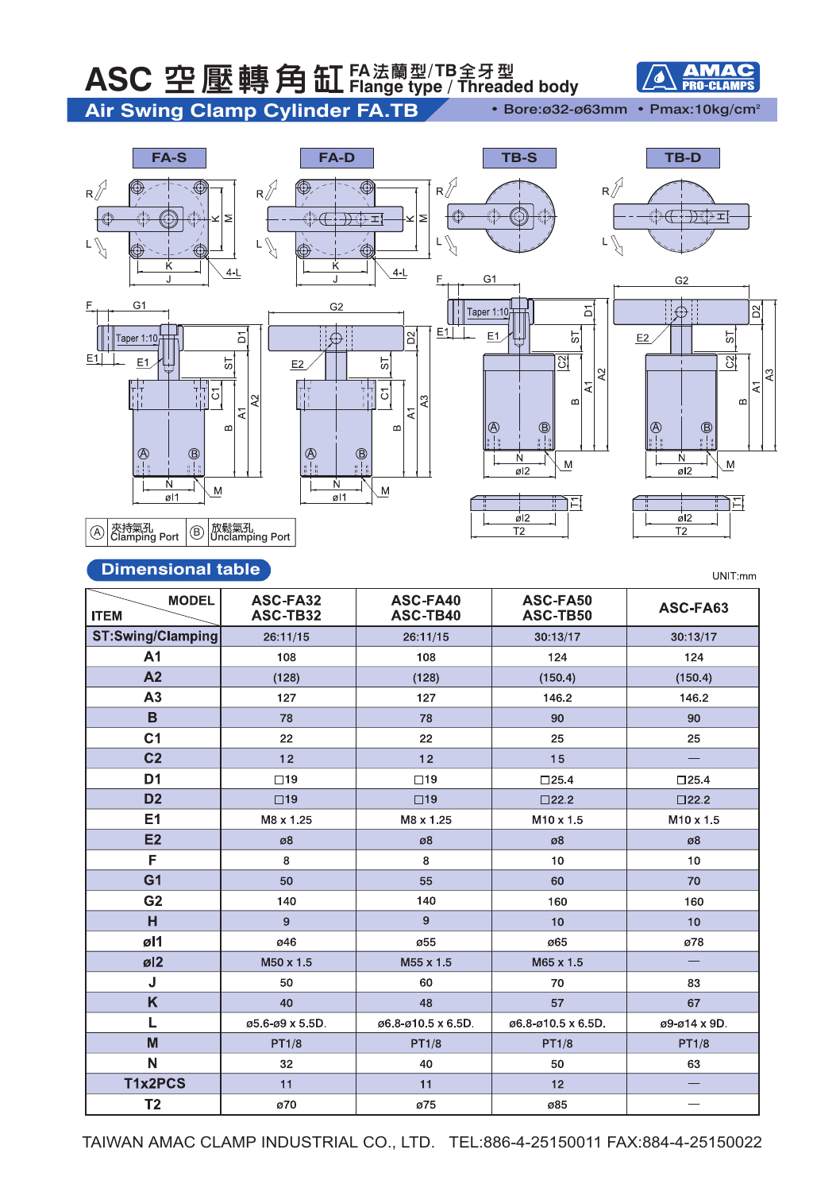# ASC 空壓轉角缸 FA法蘭型/TB全牙型 Flange type / Threaded body

## Air Swing Clamp Cylinder FA.TB

• Bore:ø32-ø63mm • Pmax:10kg/cm²

FA-S

FA-D

TB-S

TB-D

Ⓐ 夾持氣孔 Clamping Port

Ⓑ 放鬆氣孔 Unclamping Port

## Dimensional table

UNIT:mm

| ITEM \ MODEL | ASC-FA32 ASC-TB32 | ASC-FA40 ASC-TB40 | ASC-FA50 ASC-TB50 | ASC-FA63 |
|---|---|---|---|---|
| ST:Swing/Clamping | 26:11/15 | 26:11/15 | 30:13/17 | 30:13/17 |
| A1 | 108 | 108 | 124 | 124 |
| A2 | (128) | (128) | (150.4) | (150.4) |
| A3 | 127 | 127 | 146.2 | 146.2 |
| B | 78 | 78 | 90 | 90 |
| C1 | 22 | 22 | 25 | 25 |
| C2 | 12 | 12 | 15 | — |
| D1 | □19 | □19 | □25.4 | □25.4 |
| D2 | □19 | □19 | □22.2 | □22.2 |
| E1 | M8 x 1.25 | M8 x 1.25 | M10 x 1.5 | M10 x 1.5 |
| E2 | ø8 | ø8 | ø8 | ø8 |
| F | 8 | 8 | 10 | 10 |
| G1 | 50 | 55 | 60 | 70 |
| G2 | 140 | 140 | 160 | 160 |
| H | 9 | 9 | 10 | 10 |
| øI1 | ø46 | ø55 | ø65 | ø78 |
| øI2 | M50 x 1.5 | M55 x 1.5 | M65 x 1.5 | — |
| J | 50 | 60 | 70 | 83 |
| K | 40 | 48 | 57 | 67 |
| L | ø5.6-ø9 x 5.5D. | ø6.8-ø10.5 x 6.5D. | ø6.8-ø10.5 x 6.5D. | ø9-ø14 x 9D. |
| M | PT1/8 | PT1/8 | PT1/8 | PT1/8 |
| N | 32 | 40 | 50 | 63 |
| T1x2PCS | 11 | 11 | 12 | — |
| T2 | ø70 | ø75 | ø85 | — |

TAIWAN AMAC CLAMP INDUSTRIAL CO., LTD. TEL:886-4-25150011 FAX:884-4-25150022